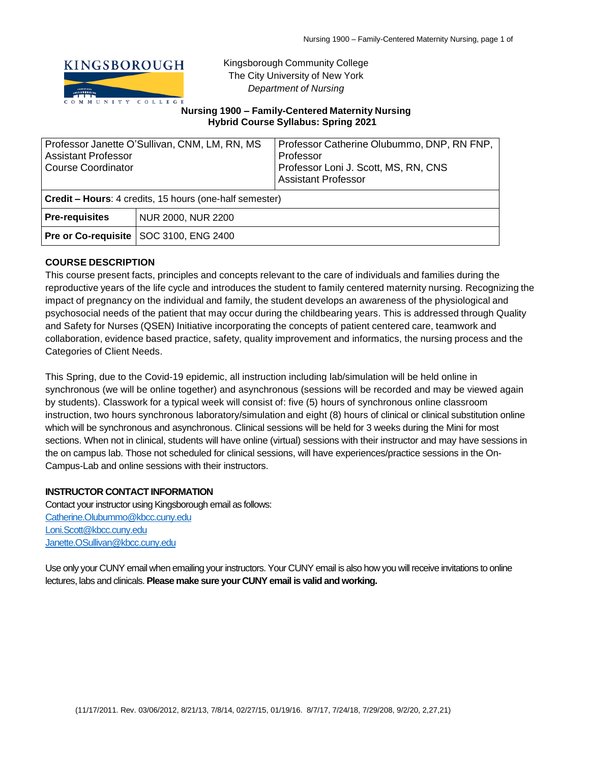Kingsborough Community College
The City University of New York
*Department of Nursing*

**Nursing 1900 – Family-Centered Maternity Nursing**
**Hybrid Course Syllabus: Spring 2021**

| Professor Janette O'Sullivan, CNM, LM, RN, MS<br>Assistant Professor<br>Course Coordinator | Professor Catherine Olubummo, DNP, RN FNP, Professor<br>Professor Loni J. Scott, MS, RN, CNS<br>Assistant Professor |
|---|---|
| **Credit – Hours**: 4 credits, 15 hours (one-half semester) | |
| **Pre-requisites** | NUR 2000, NUR 2200 |
| **Pre or Co-requisite** | SOC 3100, ENG 2400 |

### COURSE DESCRIPTION

This course present facts, principles and concepts relevant to the care of individuals and families during the reproductive years of the life cycle and introduces the student to family centered maternity nursing. Recognizing the impact of pregnancy on the individual and family, the student develops an awareness of the physiological and psychosocial needs of the patient that may occur during the childbearing years. This is addressed through Quality and Safety for Nurses (QSEN) Initiative incorporating the concepts of patient centered care, teamwork and collaboration, evidence based practice, safety, quality improvement and informatics, the nursing process and the Categories of Client Needs.

This Spring, due to the Covid-19 epidemic, all instruction including lab/simulation will be held online in synchronous (we will be online together) and asynchronous (sessions will be recorded and may be viewed again by students). Classwork for a typical week will consist of: five (5) hours of synchronous online classroom instruction, two hours synchronous laboratory/simulation and eight (8) hours of clinical or clinical substitution online which will be synchronous and asynchronous. Clinical sessions will be held for 3 weeks during the Mini for most sections. When not in clinical, students will have online (virtual) sessions with their instructor and may have sessions in the on campus lab. Those not scheduled for clinical sessions, will have experiences/practice sessions in the On-Campus-Lab and online sessions with their instructors.

### INSTRUCTOR CONTACT INFORMATION

Contact your instructor using Kingsborough email as follows:
Catherine.Olubummo@kbcc.cuny.edu
Loni.Scott@kbcc.cuny.edu
Janette.OSullivan@kbcc.cuny.edu

Use only your CUNY email when emailing your instructors. Your CUNY email is also how you will receive invitations to online lectures, labs and clinicals. **Please make sure your CUNY email is valid and working.**

(11/17/2011. Rev. 03/06/2012, 8/21/13, 7/8/14, 02/27/15, 01/19/16. 8/7/17, 7/24/18, 7/29/208, 9/2/20, 2,27,21)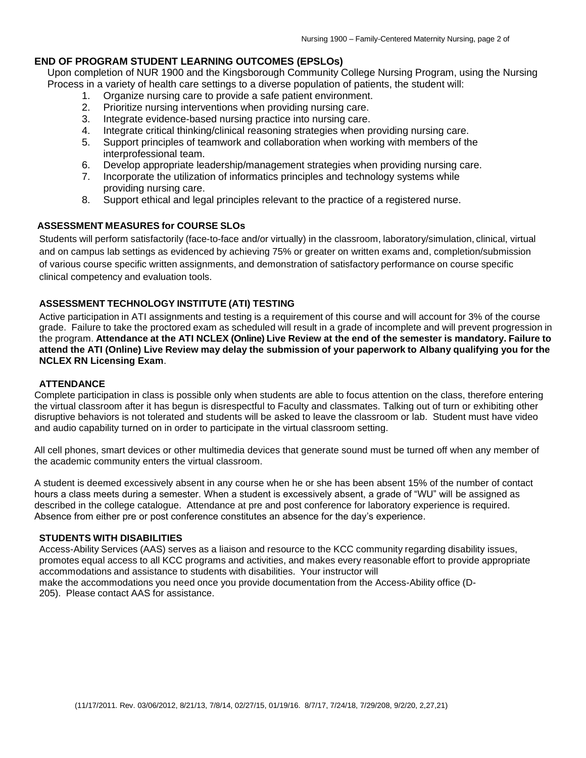## END OF PROGRAM STUDENT LEARNING OUTCOMES (EPSLOs)

Upon completion of NUR 1900 and the Kingsborough Community College Nursing Program, using the Nursing Process in a variety of health care settings to a diverse population of patients, the student will:

1. Organize nursing care to provide a safe patient environment.
2. Prioritize nursing interventions when providing nursing care.
3. Integrate evidence-based nursing practice into nursing care.
4. Integrate critical thinking/clinical reasoning strategies when providing nursing care.
5. Support principles of teamwork and collaboration when working with members of the interprofessional team.
6. Develop appropriate leadership/management strategies when providing nursing care.
7. Incorporate the utilization of informatics principles and technology systems while providing nursing care.
8. Support ethical and legal principles relevant to the practice of a registered nurse.

### ASSESSMENT MEASURES for COURSE SLOs

Students will perform satisfactorily (face-to-face and/or virtually) in the classroom, laboratory/simulation, clinical, virtual and on campus lab settings as evidenced by achieving 75% or greater on written exams and, completion/submission of various course specific written assignments, and demonstration of satisfactory performance on course specific clinical competency and evaluation tools.

### ASSESSMENT TECHNOLOGY INSTITUTE (ATI) TESTING

Active participation in ATI assignments and testing is a requirement of this course and will account for 3% of the course grade. Failure to take the proctored exam as scheduled will result in a grade of incomplete and will prevent progression in the program. **Attendance at the ATI NCLEX (Online) Live Review at the end of the semester is mandatory. Failure to attend the ATI (Online) Live Review may delay the submission of your paperwork to Albany qualifying you for the NCLEX RN Licensing Exam**.

### ATTENDANCE

Complete participation in class is possible only when students are able to focus attention on the class, therefore entering the virtual classroom after it has begun is disrespectful to Faculty and classmates. Talking out of turn or exhibiting other disruptive behaviors is not tolerated and students will be asked to leave the classroom or lab. Student must have video and audio capability turned on in order to participate in the virtual classroom setting.

All cell phones, smart devices or other multimedia devices that generate sound must be turned off when any member of the academic community enters the virtual classroom.

A student is deemed excessively absent in any course when he or she has been absent 15% of the number of contact hours a class meets during a semester. When a student is excessively absent, a grade of "WU" will be assigned as described in the college catalogue. Attendance at pre and post conference for laboratory experience is required. Absence from either pre or post conference constitutes an absence for the day's experience.

### STUDENTS WITH DISABILITIES

Access-Ability Services (AAS) serves as a liaison and resource to the KCC community regarding disability issues, promotes equal access to all KCC programs and activities, and makes every reasonable effort to provide appropriate accommodations and assistance to students with disabilities. Your instructor will make the accommodations you need once you provide documentation from the Access-Ability office (D-205). Please contact AAS for assistance.

(11/17/2011. Rev. 03/06/2012, 8/21/13, 7/8/14, 02/27/15, 01/19/16. 8/7/17, 7/24/18, 7/29/208, 9/2/20, 2,27,21)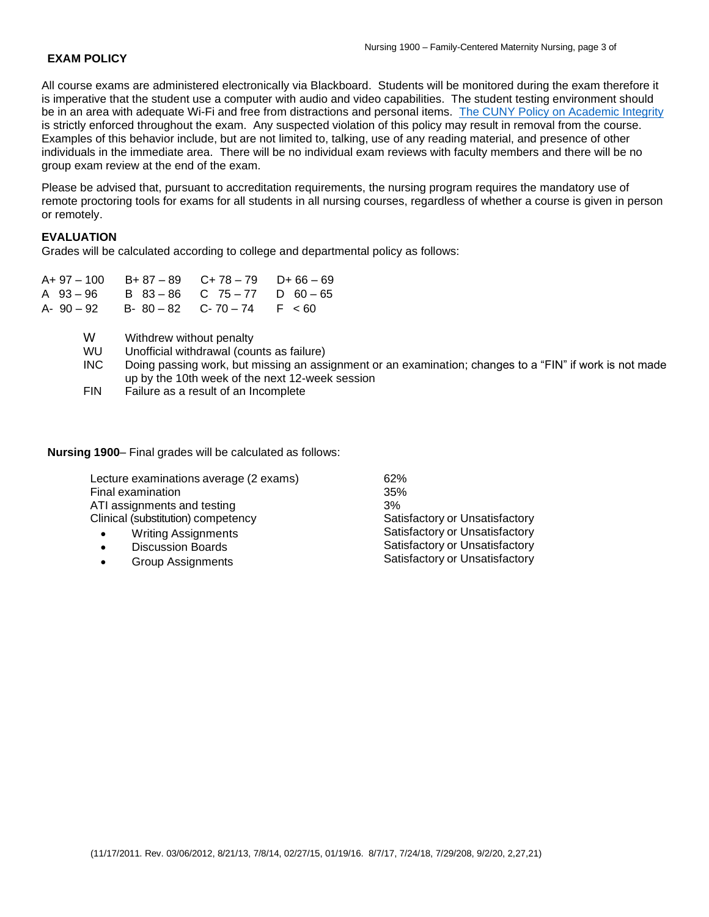## EXAM POLICY

All course exams are administered electronically via Blackboard. Students will be monitored during the exam therefore it is imperative that the student use a computer with audio and video capabilities. The student testing environment should be in an area with adequate Wi-Fi and free from distractions and personal items. [The CUNY Policy on Academic Integrity](#) is strictly enforced throughout the exam. Any suspected violation of this policy may result in removal from the course. Examples of this behavior include, but are not limited to, talking, use of any reading material, and presence of other individuals in the immediate area. There will be no individual exam reviews with faculty members and there will be no group exam review at the end of the exam.

Please be advised that, pursuant to accreditation requirements, the nursing program requires the mandatory use of remote proctoring tools for exams for all students in all nursing courses, regardless of whether a course is given in person or remotely.

## EVALUATION

Grades will be calculated according to college and departmental policy as follows:

| | | | |
|---|---|---|---|
| A+ 97 – 100 | B+ 87 – 89 | C+ 78 – 79 | D+ 66 – 69 |
| A 93 – 96 | B 83 – 86 | C 75 – 77 | D 60 – 65 |
| A- 90 – 92 | B- 80 – 82 | C- 70 – 74 | F < 60 |

| | |
|---|---|
| W | Withdrew without penalty |
| WU | Unofficial withdrawal (counts as failure) |
| INC | Doing passing work, but missing an assignment or an examination; changes to a "FIN" if work is not made up by the 10th week of the next 12-week session |
| FIN | Failure as a result of an Incomplete |

**Nursing 1900**– Final grades will be calculated as follows:

| | |
|---|---|
| Lecture examinations average (2 exams) | 62% |
| Final examination | 35% |
| ATI assignments and testing | 3% |
| Clinical (substitution) competency | Satisfactory or Unsatisfactory |
| • Writing Assignments | Satisfactory or Unsatisfactory |
| • Discussion Boards | Satisfactory or Unsatisfactory |
| • Group Assignments | Satisfactory or Unsatisfactory |

(11/17/2011. Rev. 03/06/2012, 8/21/13, 7/8/14, 02/27/15, 01/19/16. 8/7/17, 7/24/18, 7/29/208, 9/2/20, 2,27,21)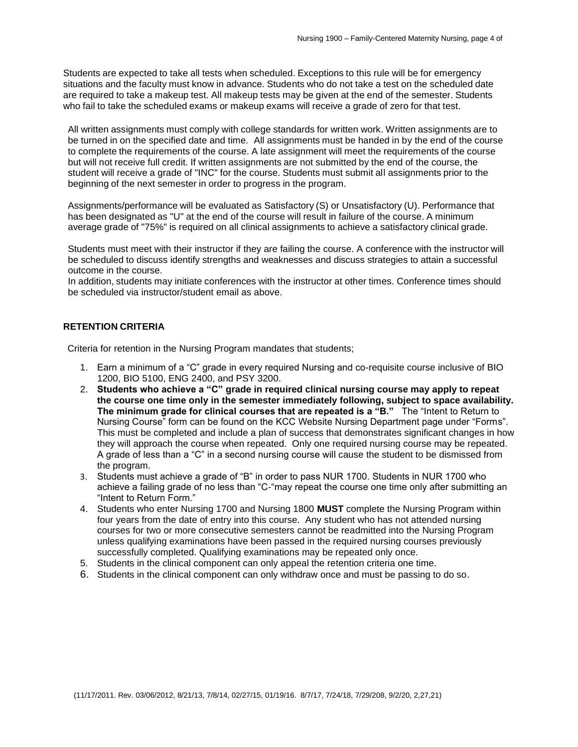Students are expected to take all tests when scheduled. Exceptions to this rule will be for emergency situations and the faculty must know in advance. Students who do not take a test on the scheduled date are required to take a makeup test. All makeup tests may be given at the end of the semester. Students who fail to take the scheduled exams or makeup exams will receive a grade of zero for that test.

All written assignments must comply with college standards for written work. Written assignments are to be turned in on the specified date and time. All assignments must be handed in by the end of the course to complete the requirements of the course. A late assignment will meet the requirements of the course but will not receive full credit. If written assignments are not submitted by the end of the course, the student will receive a grade of "INC" for the course. Students must submit all assignments prior to the beginning of the next semester in order to progress in the program.

Assignments/performance will be evaluated as Satisfactory (S) or Unsatisfactory (U). Performance that has been designated as "U" at the end of the course will result in failure of the course. A minimum average grade of "75%" is required on all clinical assignments to achieve a satisfactory clinical grade.

Students must meet with their instructor if they are failing the course. A conference with the instructor will be scheduled to discuss identify strengths and weaknesses and discuss strategies to attain a successful outcome in the course.
In addition, students may initiate conferences with the instructor at other times. Conference times should be scheduled via instructor/student email as above.

**RETENTION CRITERIA**

Criteria for retention in the Nursing Program mandates that students;

1. Earn a minimum of a "C" grade in every required Nursing and co-requisite course inclusive of BIO 1200, BIO 5100, ENG 2400, and PSY 3200.
2. **Students who achieve a "C" grade in required clinical nursing course may apply to repeat the course one time only in the semester immediately following, subject to space availability. The minimum grade for clinical courses that are repeated is a "B."** The "Intent to Return to Nursing Course" form can be found on the KCC Website Nursing Department page under "Forms". This must be completed and include a plan of success that demonstrates significant changes in how they will approach the course when repeated. Only one required nursing course may be repeated. A grade of less than a "C" in a second nursing course will cause the student to be dismissed from the program.
3. Students must achieve a grade of "B" in order to pass NUR 1700. Students in NUR 1700 who achieve a failing grade of no less than "C-"may repeat the course one time only after submitting an "Intent to Return Form."
4. Students who enter Nursing 1700 and Nursing 1800 **MUST** complete the Nursing Program within four years from the date of entry into this course. Any student who has not attended nursing courses for two or more consecutive semesters cannot be readmitted into the Nursing Program unless qualifying examinations have been passed in the required nursing courses previously successfully completed. Qualifying examinations may be repeated only once.
5. Students in the clinical component can only appeal the retention criteria one time.
6. Students in the clinical component can only withdraw once and must be passing to do so.

(11/17/2011. Rev. 03/06/2012, 8/21/13, 7/8/14, 02/27/15, 01/19/16. 8/7/17, 7/24/18, 7/29/208, 9/2/20, 2,27,21)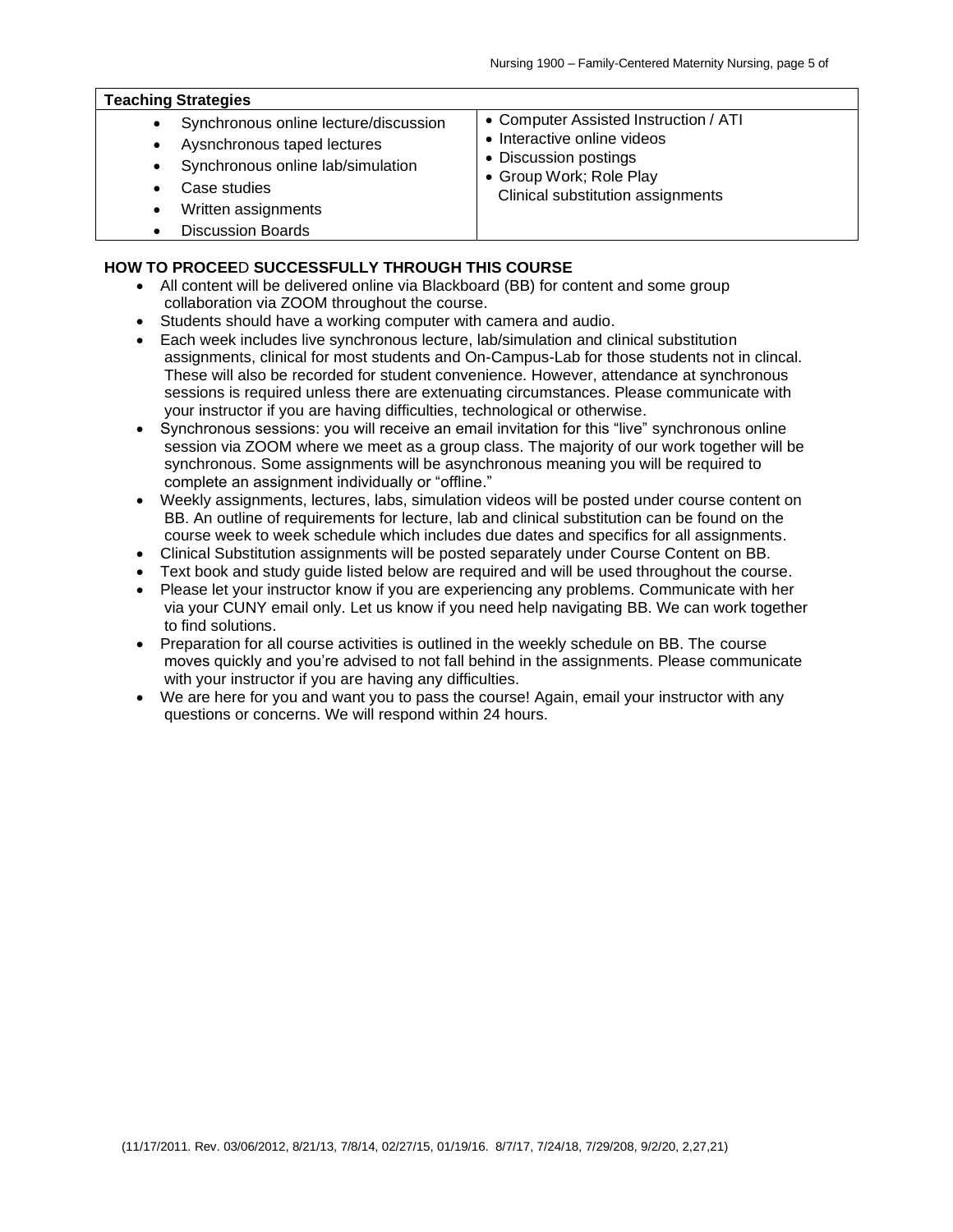| Teaching Strategies | |
|---|---|
| • Synchronous online lecture/discussion<br>• Aysnchronous taped lectures<br>• Synchronous online lab/simulation<br>• Case studies<br>• Written assignments<br>• Discussion Boards | • Computer Assisted Instruction / ATI<br>• Interactive online videos<br>• Discussion postings<br>• Group Work; Role Play<br>Clinical substitution assignments |

**HOW TO PROCEED SUCCESSFULLY THROUGH THIS COURSE**

- All content will be delivered online via Blackboard (BB) for content and some group collaboration via ZOOM throughout the course.
- Students should have a working computer with camera and audio.
- Each week includes live synchronous lecture, lab/simulation and clinical substitution assignments, clinical for most students and On-Campus-Lab for those students not in clincal. These will also be recorded for student convenience. However, attendance at synchronous sessions is required unless there are extenuating circumstances. Please communicate with your instructor if you are having difficulties, technological or otherwise.
- Synchronous sessions: you will receive an email invitation for this "live" synchronous online session via ZOOM where we meet as a group class. The majority of our work together will be synchronous. Some assignments will be asynchronous meaning you will be required to complete an assignment individually or "offline."
- Weekly assignments, lectures, labs, simulation videos will be posted under course content on BB. An outline of requirements for lecture, lab and clinical substitution can be found on the course week to week schedule which includes due dates and specifics for all assignments.
- Clinical Substitution assignments will be posted separately under Course Content on BB.
- Text book and study guide listed below are required and will be used throughout the course.
- Please let your instructor know if you are experiencing any problems. Communicate with her via your CUNY email only. Let us know if you need help navigating BB. We can work together to find solutions.
- Preparation for all course activities is outlined in the weekly schedule on BB. The course moves quickly and you're advised to not fall behind in the assignments. Please communicate with your instructor if you are having any difficulties.
- We are here for you and want you to pass the course! Again, email your instructor with any questions or concerns. We will respond within 24 hours.

(11/17/2011. Rev. 03/06/2012, 8/21/13, 7/8/14, 02/27/15, 01/19/16. 8/7/17, 7/24/18, 7/29/208, 9/2/20, 2,27,21)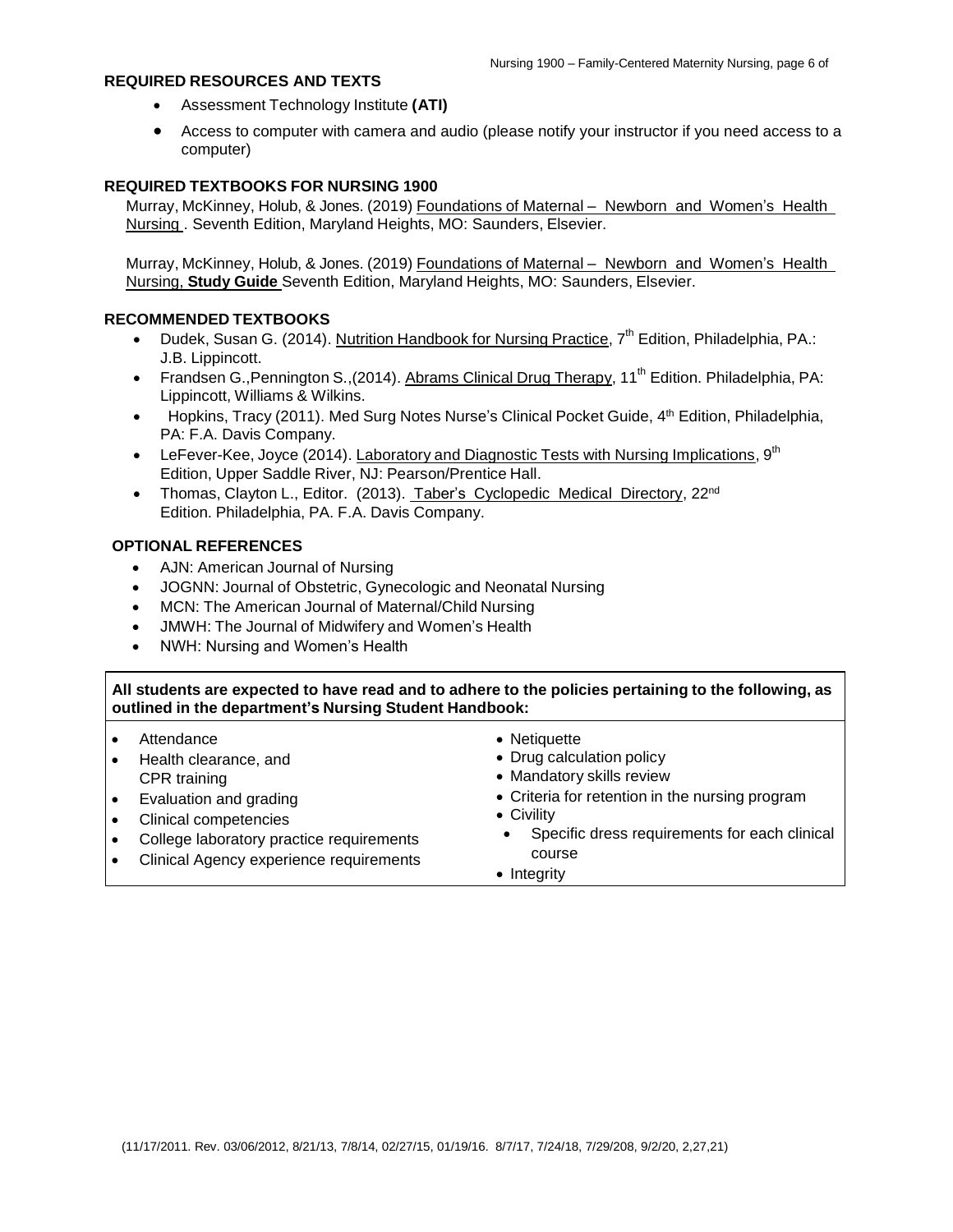## REQUIRED RESOURCES AND TEXTS

- Assessment Technology Institute **(ATI)**
- Access to computer with camera and audio (please notify your instructor if you need access to a computer)

## REQUIRED TEXTBOOKS FOR NURSING 1900

Murray, McKinney, Holub, & Jones. (2019) Foundations of Maternal – Newborn and Women's Health Nursing . Seventh Edition, Maryland Heights, MO: Saunders, Elsevier.

Murray, McKinney, Holub, & Jones. (2019) Foundations of Maternal – Newborn and Women's Health Nursing, **Study Guide** Seventh Edition, Maryland Heights, MO: Saunders, Elsevier.

## RECOMMENDED TEXTBOOKS

- Dudek, Susan G. (2014). Nutrition Handbook for Nursing Practice, 7th Edition, Philadelphia, PA.: J.B. Lippincott.
- Frandsen G.,Pennington S.,(2014). Abrams Clinical Drug Therapy, 11th Edition. Philadelphia, PA: Lippincott, Williams & Wilkins.
- Hopkins, Tracy (2011). Med Surg Notes Nurse's Clinical Pocket Guide, 4th Edition, Philadelphia, PA: F.A. Davis Company.
- LeFever-Kee, Joyce (2014). Laboratory and Diagnostic Tests with Nursing Implications, 9th Edition, Upper Saddle River, NJ: Pearson/Prentice Hall.
- Thomas, Clayton L., Editor. (2013). Taber's Cyclopedic Medical Directory, 22nd Edition. Philadelphia, PA. F.A. Davis Company.

## OPTIONAL REFERENCES

- AJN: American Journal of Nursing
- JOGNN: Journal of Obstetric, Gynecologic and Neonatal Nursing
- MCN: The American Journal of Maternal/Child Nursing
- JMWH: The Journal of Midwifery and Women's Health
- NWH: Nursing and Women's Health

**All students are expected to have read and to adhere to the policies pertaining to the following, as outlined in the department's Nursing Student Handbook:**

- Attendance
- Health clearance, and CPR training
- Evaluation and grading
- Clinical competencies
- College laboratory practice requirements
- Clinical Agency experience requirements
- Netiquette
- Drug calculation policy
- Mandatory skills review
- Criteria for retention in the nursing program
- Civility
- Specific dress requirements for each clinical course
- Integrity

(11/17/2011. Rev. 03/06/2012, 8/21/13, 7/8/14, 02/27/15, 01/19/16. 8/7/17, 7/24/18, 7/29/208, 9/2/20, 2,27,21)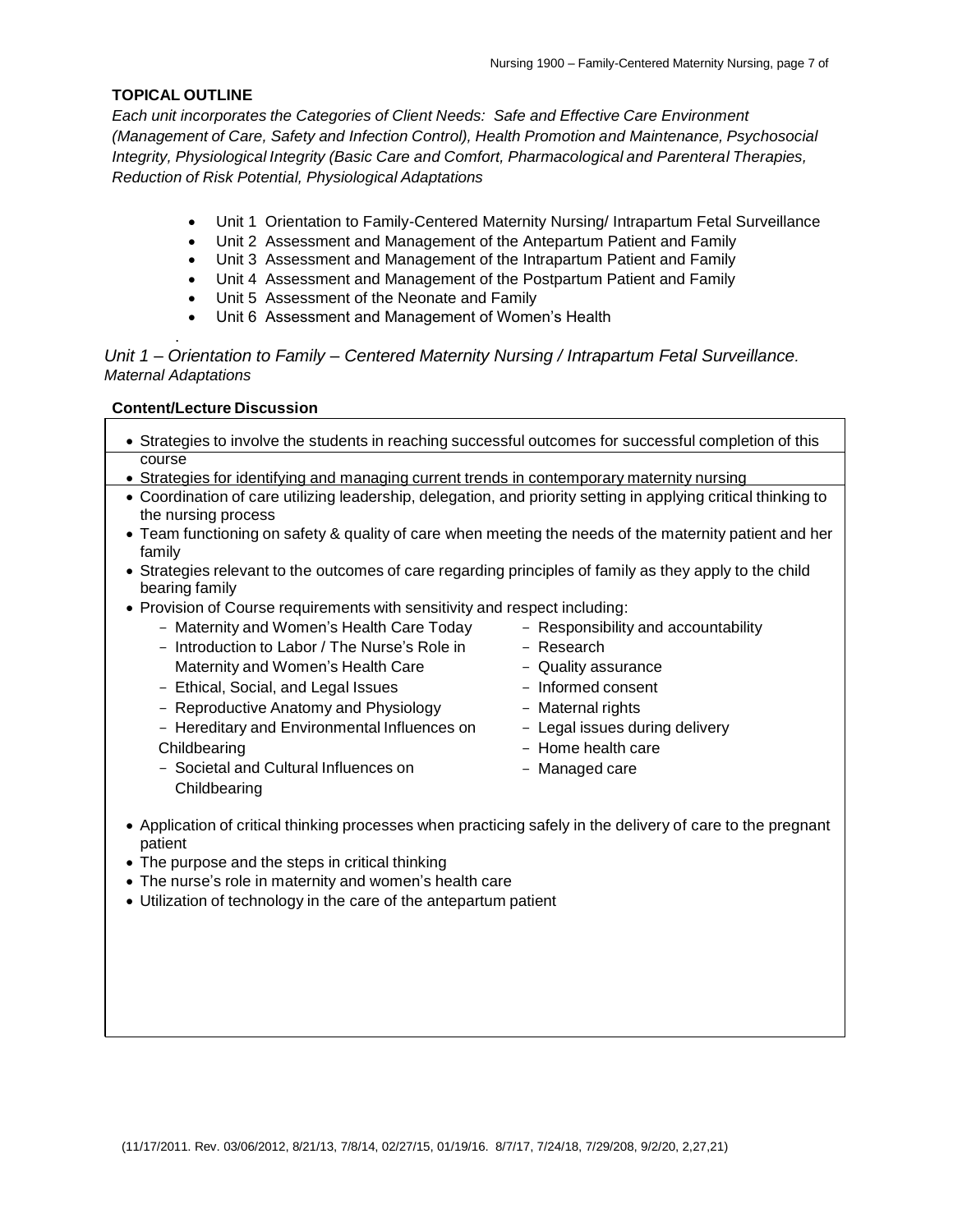**TOPICAL OUTLINE**

*Each unit incorporates the Categories of Client Needs: Safe and Effective Care Environment (Management of Care, Safety and Infection Control), Health Promotion and Maintenance, Psychosocial Integrity, Physiological Integrity (Basic Care and Comfort, Pharmacological and Parenteral Therapies, Reduction of Risk Potential, Physiological Adaptations*

- Unit 1 Orientation to Family-Centered Maternity Nursing/ Intrapartum Fetal Surveillance
- Unit 2 Assessment and Management of the Antepartum Patient and Family
- Unit 3 Assessment and Management of the Intrapartum Patient and Family
- Unit 4 Assessment and Management of the Postpartum Patient and Family
- Unit 5 Assessment of the Neonate and Family
- Unit 6 Assessment and Management of Women's Health

*Unit 1 – Orientation to Family – Centered Maternity Nursing / Intrapartum Fetal Surveillance. Maternal Adaptations*

**Content/Lecture Discussion**

- Strategies to involve the students in reaching successful outcomes for successful completion of this course
- Strategies for identifying and managing current trends in contemporary maternity nursing
- Coordination of care utilizing leadership, delegation, and priority setting in applying critical thinking to the nursing process
- Team functioning on safety & quality of care when meeting the needs of the maternity patient and her family
- Strategies relevant to the outcomes of care regarding principles of family as they apply to the child bearing family
- Provision of Course requirements with sensitivity and respect including:
  - Maternity and Women's Health Care Today
  - Introduction to Labor / The Nurse's Role in Maternity and Women's Health Care
  - Ethical, Social, and Legal Issues
  - Reproductive Anatomy and Physiology
  - Hereditary and Environmental Influences on Childbearing
  - Societal and Cultural Influences on Childbearing
  - Responsibility and accountability
  - Research
  - Quality assurance
  - Informed consent
  - Maternal rights
  - Legal issues during delivery
  - Home health care
  - Managed care
- Application of critical thinking processes when practicing safely in the delivery of care to the pregnant patient
- The purpose and the steps in critical thinking
- The nurse's role in maternity and women's health care
- Utilization of technology in the care of the antepartum patient

(11/17/2011. Rev. 03/06/2012, 8/21/13, 7/8/14, 02/27/15, 01/19/16. 8/7/17, 7/24/18, 7/29/208, 9/2/20, 2,27,21)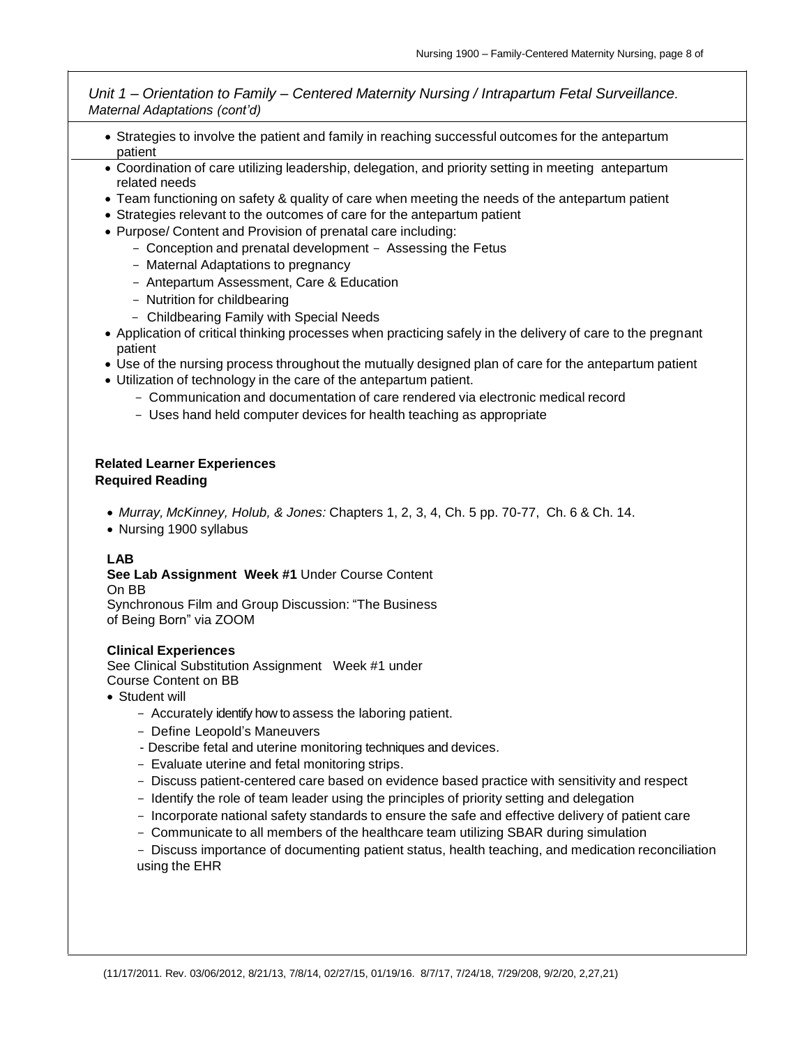*Unit 1 – Orientation to Family – Centered Maternity Nursing / Intrapartum Fetal Surveillance. Maternal Adaptations (cont'd)*

- Strategies to involve the patient and family in reaching successful outcomes for the antepartum patient
- Coordination of care utilizing leadership, delegation, and priority setting in meeting antepartum related needs
- Team functioning on safety & quality of care when meeting the needs of the antepartum patient
- Strategies relevant to the outcomes of care for the antepartum patient
- Purpose/ Content and Provision of prenatal care including:
  - Conception and prenatal development – Assessing the Fetus
  - Maternal Adaptations to pregnancy
  - Antepartum Assessment, Care & Education
  - Nutrition for childbearing
  - Childbearing Family with Special Needs
- Application of critical thinking processes when practicing safely in the delivery of care to the pregnant patient
- Use of the nursing process throughout the mutually designed plan of care for the antepartum patient
- Utilization of technology in the care of the antepartum patient.
  - Communication and documentation of care rendered via electronic medical record
  - Uses hand held computer devices for health teaching as appropriate

**Related Learner Experiences**
**Required Reading**

- *Murray, McKinney, Holub, & Jones:* Chapters 1, 2, 3, 4, Ch. 5 pp. 70-77, Ch. 6 & Ch. 14.
- Nursing 1900 syllabus

**LAB**
**See Lab Assignment Week #1** Under Course Content
On BB
Synchronous Film and Group Discussion: "The Business of Being Born" via ZOOM

**Clinical Experiences**
See Clinical Substitution Assignment Week #1 under Course Content on BB

- Student will
  - Accurately identify how to assess the laboring patient.
  - Define Leopold's Maneuvers
  - Describe fetal and uterine monitoring techniques and devices.
  - Evaluate uterine and fetal monitoring strips.
  - Discuss patient-centered care based on evidence based practice with sensitivity and respect
  - Identify the role of team leader using the principles of priority setting and delegation
  - Incorporate national safety standards to ensure the safe and effective delivery of patient care
  - Communicate to all members of the healthcare team utilizing SBAR during simulation
  - Discuss importance of documenting patient status, health teaching, and medication reconciliation using the EHR

(11/17/2011. Rev. 03/06/2012, 8/21/13, 7/8/14, 02/27/15, 01/19/16. 8/7/17, 7/24/18, 7/29/208, 9/2/20, 2,27,21)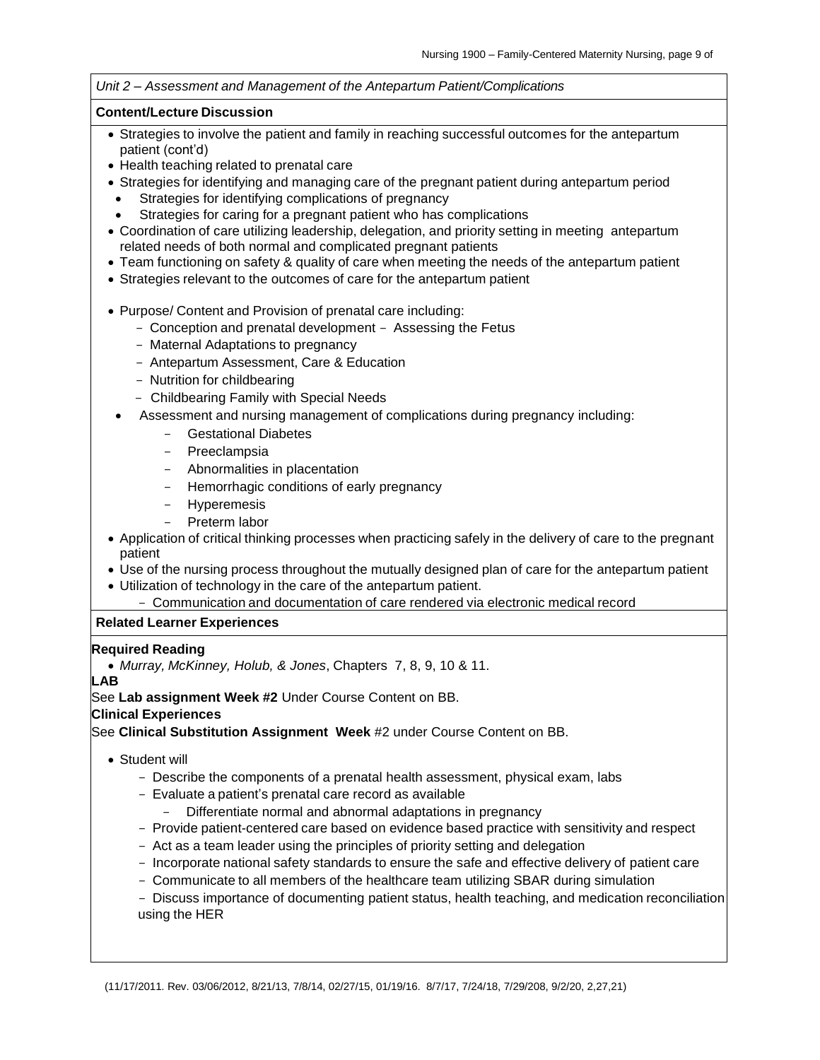*Unit 2 – Assessment and Management of the Antepartum Patient/Complications*

**Content/Lecture Discussion**

- Strategies to involve the patient and family in reaching successful outcomes for the antepartum patient (cont'd)
- Health teaching related to prenatal care
- Strategies for identifying and managing care of the pregnant patient during antepartum period
  - Strategies for identifying complications of pregnancy
  - Strategies for caring for a pregnant patient who has complications
- Coordination of care utilizing leadership, delegation, and priority setting in meeting antepartum related needs of both normal and complicated pregnant patients
- Team functioning on safety & quality of care when meeting the needs of the antepartum patient
- Strategies relevant to the outcomes of care for the antepartum patient

- Purpose/ Content and Provision of prenatal care including:
  - Conception and prenatal development - Assessing the Fetus
  - Maternal Adaptations to pregnancy
  - Antepartum Assessment, Care & Education
  - Nutrition for childbearing
  - Childbearing Family with Special Needs
- Assessment and nursing management of complications during pregnancy including:
  - Gestational Diabetes
  - Preeclampsia
  - Abnormalities in placentation
  - Hemorrhagic conditions of early pregnancy
  - Hyperemesis
  - Preterm labor
- Application of critical thinking processes when practicing safely in the delivery of care to the pregnant patient
- Use of the nursing process throughout the mutually designed plan of care for the antepartum patient
- Utilization of technology in the care of the antepartum patient.
  - Communication and documentation of care rendered via electronic medical record

**Related Learner Experiences**

**Required Reading**

- *Murray, McKinney, Holub, & Jones*, Chapters 7, 8, 9, 10 & 11.

**LAB**

See **Lab assignment Week #2** Under Course Content on BB.

**Clinical Experiences**

See **Clinical Substitution Assignment Week** #2 under Course Content on BB.

- Student will
  - Describe the components of a prenatal health assessment, physical exam, labs
  - Evaluate a patient's prenatal care record as available
    - Differentiate normal and abnormal adaptations in pregnancy
  - Provide patient-centered care based on evidence based practice with sensitivity and respect
  - Act as a team leader using the principles of priority setting and delegation
  - Incorporate national safety standards to ensure the safe and effective delivery of patient care
  - Communicate to all members of the healthcare team utilizing SBAR during simulation
  - Discuss importance of documenting patient status, health teaching, and medication reconciliation using the HER

(11/17/2011. Rev. 03/06/2012, 8/21/13, 7/8/14, 02/27/15, 01/19/16. 8/7/17, 7/24/18, 7/29/208, 9/2/20, 2,27,21)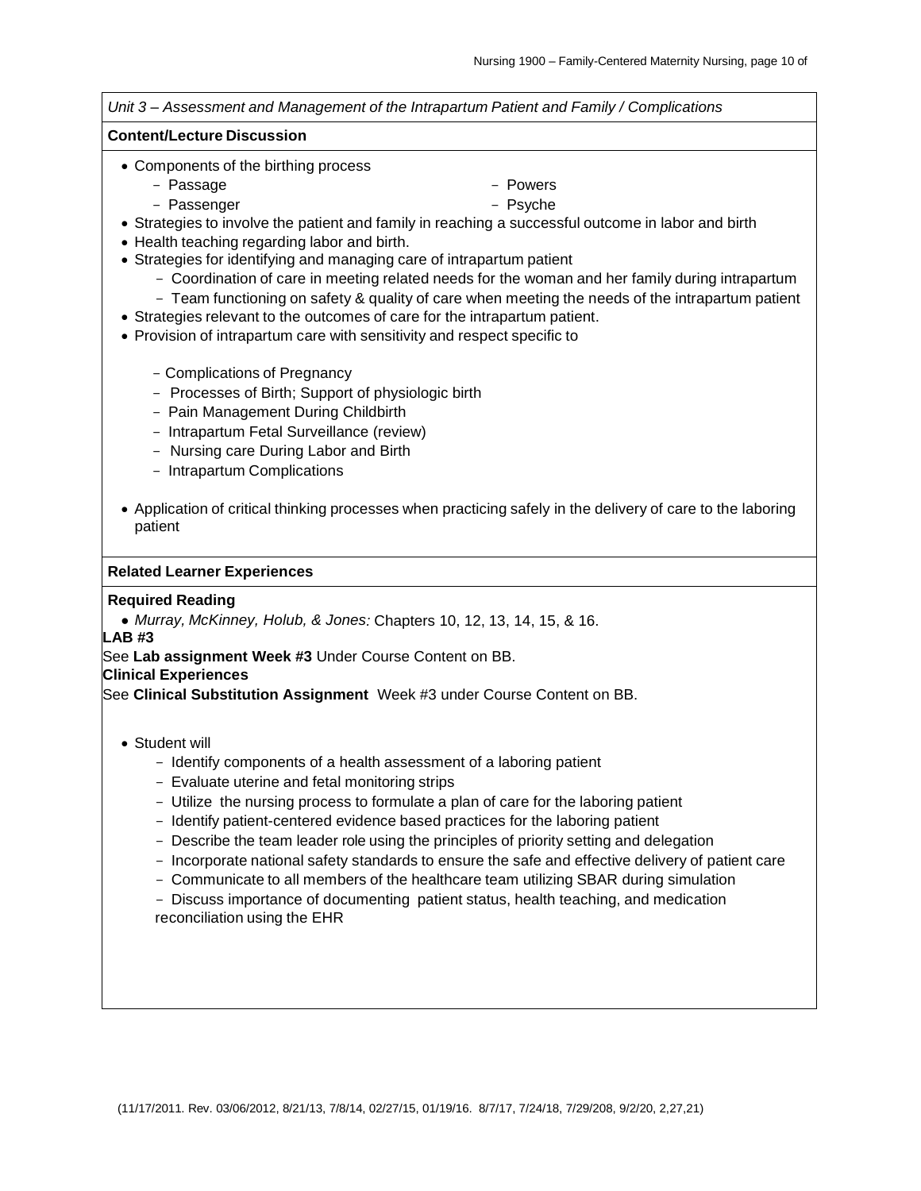*Unit 3 – Assessment and Management of the Intrapartum Patient and Family / Complications*

**Content/Lecture Discussion**

- Components of the birthing process
  - Passage
  - Passenger
  - Powers
  - Psyche
- Strategies to involve the patient and family in reaching a successful outcome in labor and birth
- Health teaching regarding labor and birth.
- Strategies for identifying and managing care of intrapartum patient
  - Coordination of care in meeting related needs for the woman and her family during intrapartum
  - Team functioning on safety & quality of care when meeting the needs of the intrapartum patient
- Strategies relevant to the outcomes of care for the intrapartum patient.
- Provision of intrapartum care with sensitivity and respect specific to
  - Complications of Pregnancy
  - Processes of Birth; Support of physiologic birth
  - Pain Management During Childbirth
  - Intrapartum Fetal Surveillance (review)
  - Nursing care During Labor and Birth
  - Intrapartum Complications
- Application of critical thinking processes when practicing safely in the delivery of care to the laboring patient

**Related Learner Experiences**

**Required Reading**

- *Murray, McKinney, Holub, & Jones:* Chapters 10, 12, 13, 14, 15, & 16.

**LAB #3**

See **Lab assignment Week #3** Under Course Content on BB.

**Clinical Experiences**

See **Clinical Substitution Assignment** Week #3 under Course Content on BB.

- Student will
  - Identify components of a health assessment of a laboring patient
  - Evaluate uterine and fetal monitoring strips
  - Utilize the nursing process to formulate a plan of care for the laboring patient
  - Identify patient-centered evidence based practices for the laboring patient
  - Describe the team leader role using the principles of priority setting and delegation
  - Incorporate national safety standards to ensure the safe and effective delivery of patient care
  - Communicate to all members of the healthcare team utilizing SBAR during simulation
  - Discuss importance of documenting patient status, health teaching, and medication reconciliation using the EHR

(11/17/2011. Rev. 03/06/2012, 8/21/13, 7/8/14, 02/27/15, 01/19/16. 8/7/17, 7/24/18, 7/29/208, 9/2/20, 2,27,21)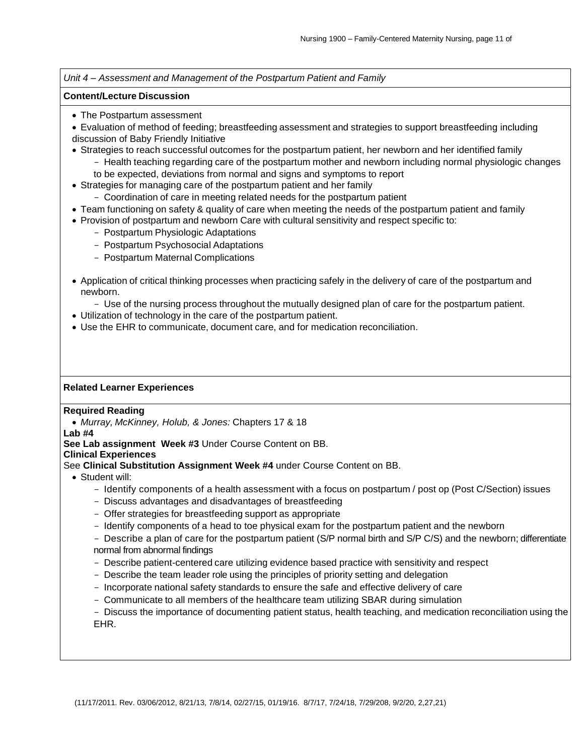*Unit 4 – Assessment and Management of the Postpartum Patient and Family*

**Content/Lecture Discussion**

- The Postpartum assessment
- Evaluation of method of feeding; breastfeeding assessment and strategies to support breastfeeding including discussion of Baby Friendly Initiative
- Strategies to reach successful outcomes for the postpartum patient, her newborn and her identified family
  - Health teaching regarding care of the postpartum mother and newborn including normal physiologic changes to be expected, deviations from normal and signs and symptoms to report
- Strategies for managing care of the postpartum patient and her family
  - Coordination of care in meeting related needs for the postpartum patient
- Team functioning on safety & quality of care when meeting the needs of the postpartum patient and family
- Provision of postpartum and newborn Care with cultural sensitivity and respect specific to:
  - Postpartum Physiologic Adaptations
  - Postpartum Psychosocial Adaptations
  - Postpartum Maternal Complications
- Application of critical thinking processes when practicing safely in the delivery of care of the postpartum and newborn.
  - Use of the nursing process throughout the mutually designed plan of care for the postpartum patient.
- Utilization of technology in the care of the postpartum patient.
- Use the EHR to communicate, document care, and for medication reconciliation.

**Related Learner Experiences**

**Required Reading**

- *Murray, McKinney, Holub, & Jones:* Chapters 17 & 18

**Lab #4**

**See Lab assignment Week #3** Under Course Content on BB.

**Clinical Experiences**

See **Clinical Substitution Assignment Week #4** under Course Content on BB.

- Student will:
  - Identify components of a health assessment with a focus on postpartum / post op (Post C/Section) issues
  - Discuss advantages and disadvantages of breastfeeding
  - Offer strategies for breastfeeding support as appropriate
  - Identify components of a head to toe physical exam for the postpartum patient and the newborn
  - Describe a plan of care for the postpartum patient (S/P normal birth and S/P C/S) and the newborn; differentiate normal from abnormal findings
  - Describe patient-centered care utilizing evidence based practice with sensitivity and respect
  - Describe the team leader role using the principles of priority setting and delegation
  - Incorporate national safety standards to ensure the safe and effective delivery of care
  - Communicate to all members of the healthcare team utilizing SBAR during simulation
  - Discuss the importance of documenting patient status, health teaching, and medication reconciliation using the EHR.

(11/17/2011. Rev. 03/06/2012, 8/21/13, 7/8/14, 02/27/15, 01/19/16. 8/7/17, 7/24/18, 7/29/208, 9/2/20, 2,27,21)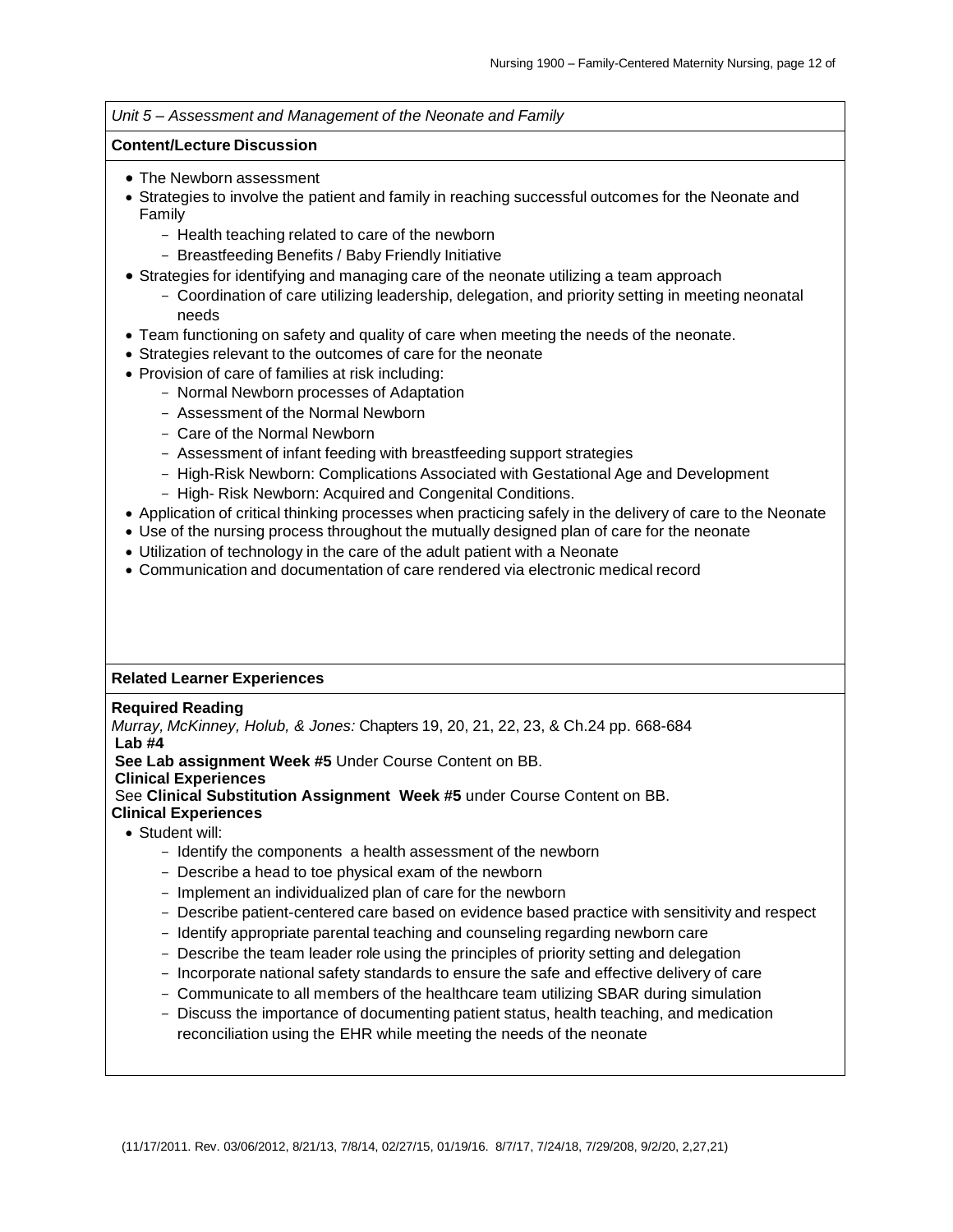*Unit 5 – Assessment and Management of the Neonate and Family*

**Content/Lecture Discussion**

- The Newborn assessment
- Strategies to involve the patient and family in reaching successful outcomes for the Neonate and Family
  - Health teaching related to care of the newborn
  - Breastfeeding Benefits / Baby Friendly Initiative
- Strategies for identifying and managing care of the neonate utilizing a team approach
  - Coordination of care utilizing leadership, delegation, and priority setting in meeting neonatal needs
- Team functioning on safety and quality of care when meeting the needs of the neonate.
- Strategies relevant to the outcomes of care for the neonate
- Provision of care of families at risk including:
  - Normal Newborn processes of Adaptation
  - Assessment of the Normal Newborn
  - Care of the Normal Newborn
  - Assessment of infant feeding with breastfeeding support strategies
  - High-Risk Newborn: Complications Associated with Gestational Age and Development
  - High- Risk Newborn: Acquired and Congenital Conditions.
- Application of critical thinking processes when practicing safely in the delivery of care to the Neonate
- Use of the nursing process throughout the mutually designed plan of care for the neonate
- Utilization of technology in the care of the adult patient with a Neonate
- Communication and documentation of care rendered via electronic medical record

**Related Learner Experiences**

**Required Reading**
*Murray, McKinney, Holub, & Jones:* Chapters 19, 20, 21, 22, 23, & Ch.24 pp. 668-684

**Lab #4**

**See Lab assignment Week #5** Under Course Content on BB.

**Clinical Experiences**

See **Clinical Substitution Assignment Week #5** under Course Content on BB.

**Clinical Experiences**

- Student will:
  - Identify the components a health assessment of the newborn
  - Describe a head to toe physical exam of the newborn
  - Implement an individualized plan of care for the newborn
  - Describe patient-centered care based on evidence based practice with sensitivity and respect
  - Identify appropriate parental teaching and counseling regarding newborn care
  - Describe the team leader role using the principles of priority setting and delegation
  - Incorporate national safety standards to ensure the safe and effective delivery of care
  - Communicate to all members of the healthcare team utilizing SBAR during simulation
  - Discuss the importance of documenting patient status, health teaching, and medication reconciliation using the EHR while meeting the needs of the neonate

(11/17/2011. Rev. 03/06/2012, 8/21/13, 7/8/14, 02/27/15, 01/19/16. 8/7/17, 7/24/18, 7/29/208, 9/2/20, 2,27,21)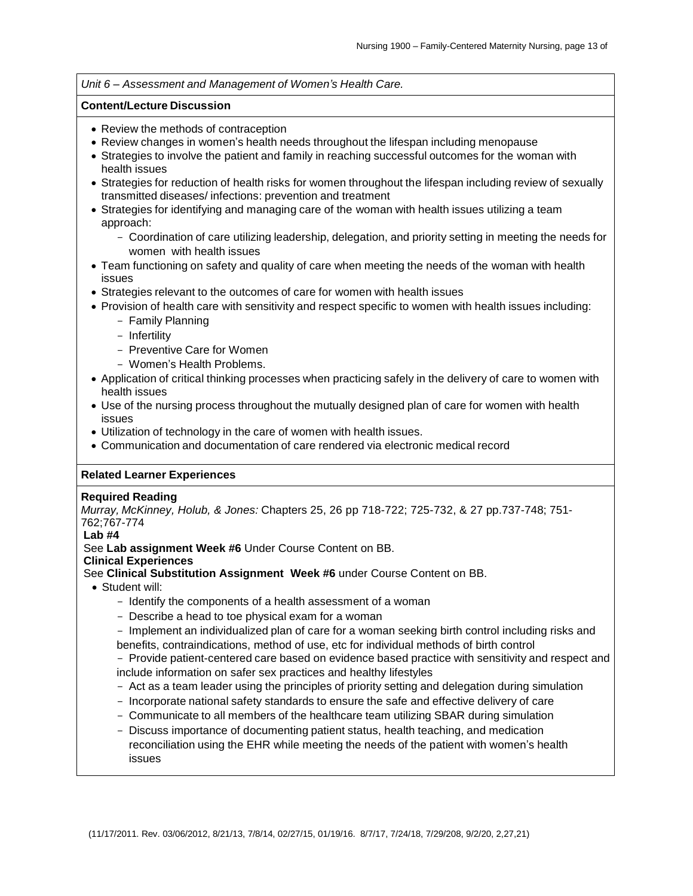*Unit 6 – Assessment and Management of Women's Health Care.*

**Content/Lecture Discussion**

- Review the methods of contraception
- Review changes in women's health needs throughout the lifespan including menopause
- Strategies to involve the patient and family in reaching successful outcomes for the woman with health issues
- Strategies for reduction of health risks for women throughout the lifespan including review of sexually transmitted diseases/ infections: prevention and treatment
- Strategies for identifying and managing care of the woman with health issues utilizing a team approach:
  - Coordination of care utilizing leadership, delegation, and priority setting in meeting the needs for women with health issues
- Team functioning on safety and quality of care when meeting the needs of the woman with health issues
- Strategies relevant to the outcomes of care for women with health issues
- Provision of health care with sensitivity and respect specific to women with health issues including:
  - Family Planning
  - Infertility
  - Preventive Care for Women
  - Women's Health Problems.
- Application of critical thinking processes when practicing safely in the delivery of care to women with health issues
- Use of the nursing process throughout the mutually designed plan of care for women with health issues
- Utilization of technology in the care of women with health issues.
- Communication and documentation of care rendered via electronic medical record

**Related Learner Experiences**

**Required Reading**

*Murray, McKinney, Holub, & Jones:* Chapters 25, 26 pp 718-722; 725-732, & 27 pp.737-748; 751-762;767-774

**Lab #4**

See **Lab assignment Week #6** Under Course Content on BB.

**Clinical Experiences**

See **Clinical Substitution Assignment Week #6** under Course Content on BB.

- Student will:
  - Identify the components of a health assessment of a woman
  - Describe a head to toe physical exam for a woman
  - Implement an individualized plan of care for a woman seeking birth control including risks and benefits, contraindications, method of use, etc for individual methods of birth control
  - Provide patient-centered care based on evidence based practice with sensitivity and respect and include information on safer sex practices and healthy lifestyles
  - Act as a team leader using the principles of priority setting and delegation during simulation
  - Incorporate national safety standards to ensure the safe and effective delivery of care
  - Communicate to all members of the healthcare team utilizing SBAR during simulation
  - Discuss importance of documenting patient status, health teaching, and medication reconciliation using the EHR while meeting the needs of the patient with women's health issues

(11/17/2011. Rev. 03/06/2012, 8/21/13, 7/8/14, 02/27/15, 01/19/16. 8/7/17, 7/24/18, 7/29/208, 9/2/20, 2,27,21)